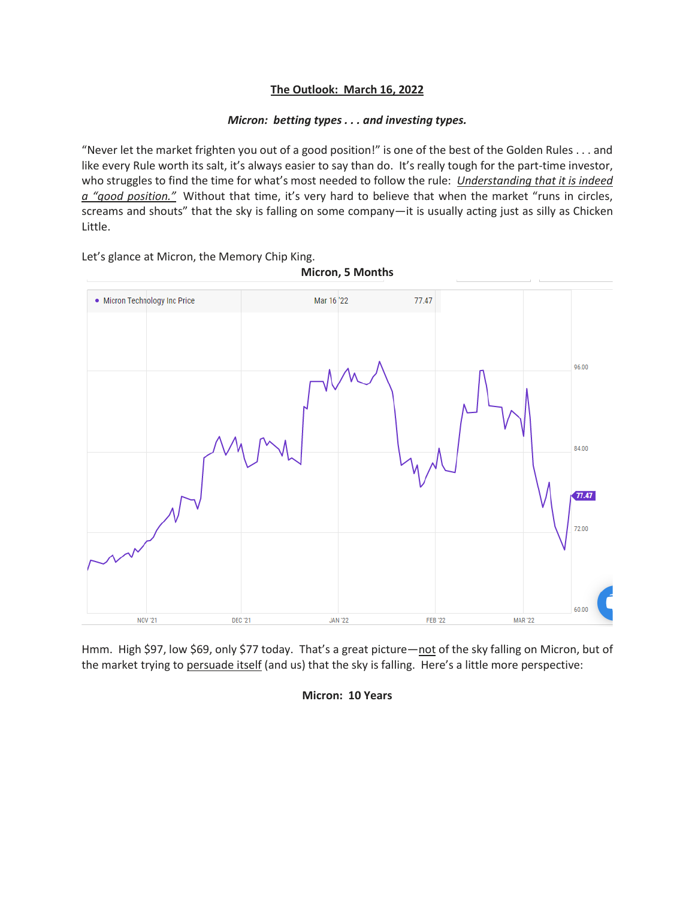# The Outlook: March 16, 2022

***Micron: betting types . . . and investing types.***

"Never let the market frighten you out of a good position!" is one of the best of the Golden Rules . . . and like every Rule worth its salt, it's always easier to say than do. It's really tough for the part-time investor, who struggles to find the time for what's most needed to follow the rule: *Understanding that it is indeed a "good position."* Without that time, it's very hard to believe that when the market "runs in circles, screams and shouts" that the sky is falling on some company—it is usually acting just as silly as Chicken Little.

Let's glance at Micron, the Memory Chip King.

**Micron, 5 Months**

Hmm. High $97, low $69, only $77 today. That's a great picture—not of the sky falling on Micron, but of the market trying to persuade itself (and us) that the sky is falling. Here's a little more perspective:

**Micron: 10 Years**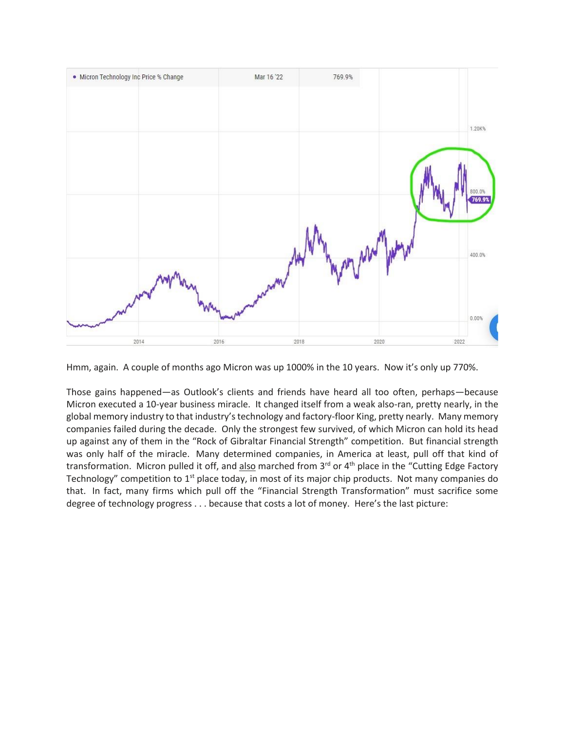Hmm, again. A couple of months ago Micron was up 1000% in the 10 years. Now it's only up 770%.

Those gains happened—as Outlook's clients and friends have heard all too often, perhaps—because Micron executed a 10-year business miracle. It changed itself from a weak also-ran, pretty nearly, in the global memory industry to that industry's technology and factory-floor King, pretty nearly. Many memory companies failed during the decade. Only the strongest few survived, of which Micron can hold its head up against any of them in the "Rock of Gibraltar Financial Strength" competition. But financial strength was only half of the miracle. Many determined companies, in America at least, pull off that kind of transformation. Micron pulled it off, and <u>also</u> marched from 3rd or 4th place in the "Cutting Edge Factory Technology" competition to 1st place today, in most of its major chip products. Not many companies do that. In fact, many firms which pull off the "Financial Strength Transformation" must sacrifice some degree of technology progress . . . because that costs a lot of money. Here's the last picture: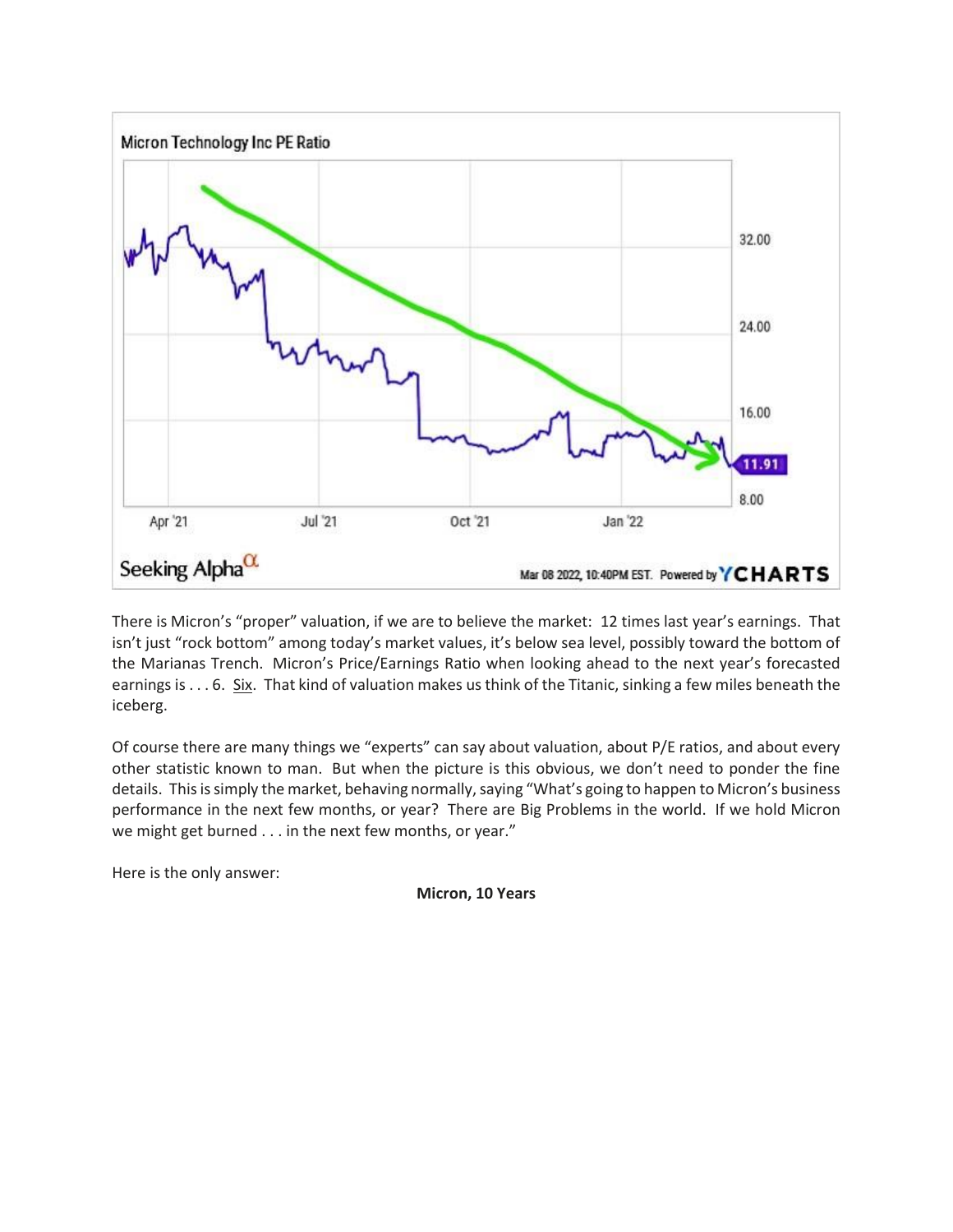There is Micron's "proper" valuation, if we are to believe the market: 12 times last year's earnings. That isn't just "rock bottom" among today's market values, it's below sea level, possibly toward the bottom of the Marianas Trench. Micron's Price/Earnings Ratio when looking ahead to the next year's forecasted earnings is . . . 6. Six. That kind of valuation makes us think of the Titanic, sinking a few miles beneath the iceberg.

Of course there are many things we "experts" can say about valuation, about P/E ratios, and about every other statistic known to man. But when the picture is this obvious, we don't need to ponder the fine details. This is simply the market, behaving normally, saying "What's going to happen to Micron's business performance in the next few months, or year? There are Big Problems in the world. If we hold Micron we might get burned . . . in the next few months, or year."

Here is the only answer:

**Micron, 10 Years**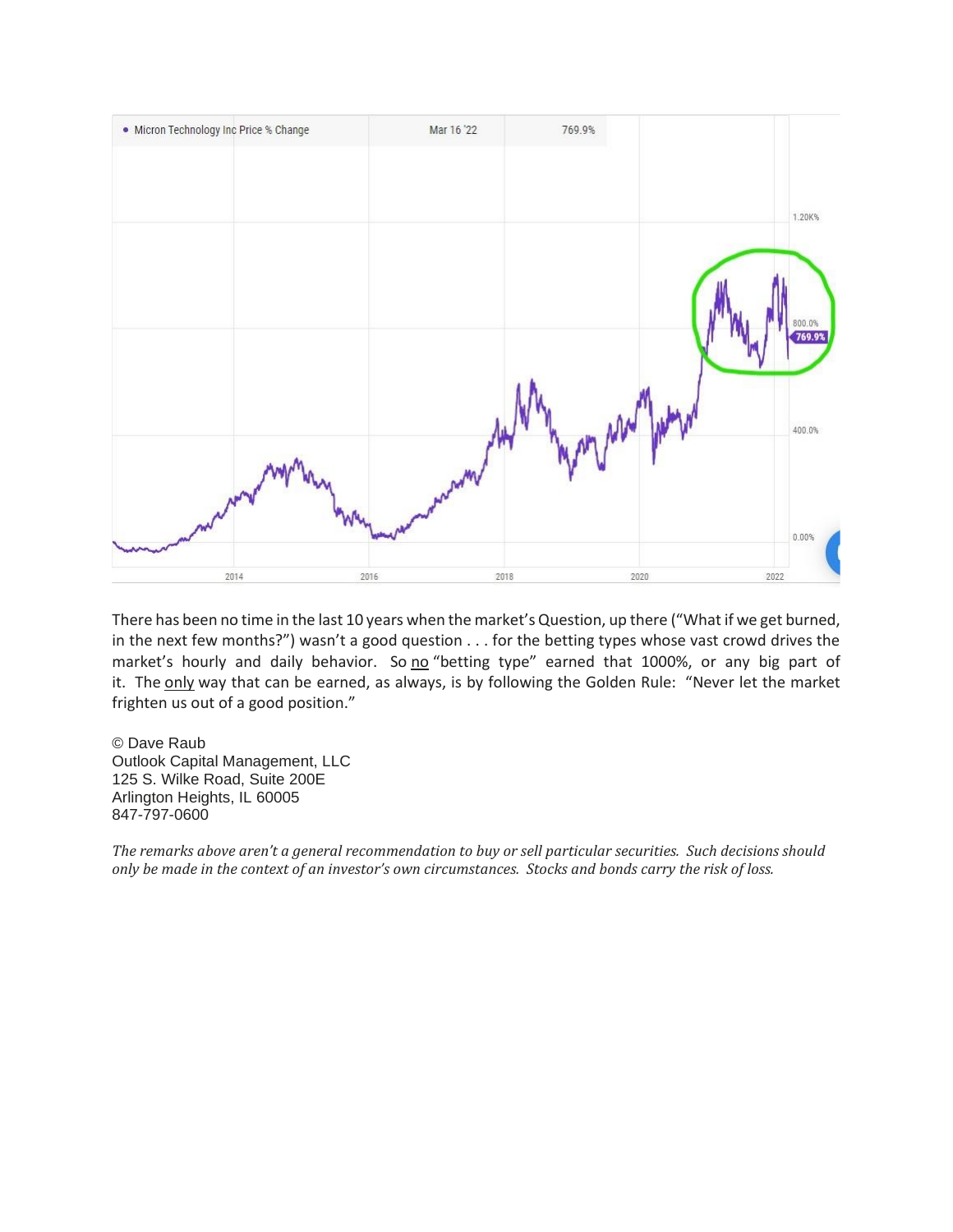• Micron Technology Inc Price % Change

Mar 16 '22

769.9%

1.20K%

800.0%

769.9%

400.0%

0.00%

2014

2016

2018

2020

2022

There has been no time in the last 10 years when the market's Question, up there ("What if we get burned, in the next few months?") wasn't a good question . . . for the betting types whose vast crowd drives the market's hourly and daily behavior. So <u>no</u> "betting type" earned that 1000%, or any big part of it. The <u>only</u> way that can be earned, as always, is by following the Golden Rule: "Never let the market frighten us out of a good position."

© Dave Raub
Outlook Capital Management, LLC
125 S. Wilke Road, Suite 200E
Arlington Heights, IL 60005
847-797-0600

*The remarks above aren't a general recommendation to buy or sell particular securities. Such decisions should only be made in the context of an investor's own circumstances. Stocks and bonds carry the risk of loss.*